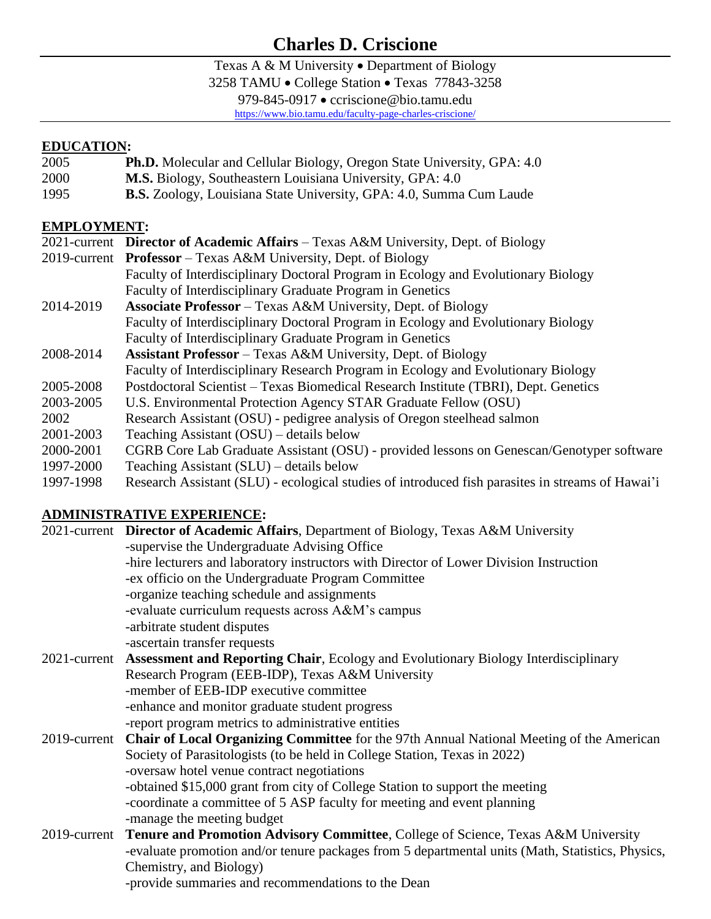# Charles D. Criscione

Texas A & M University • Department of Biology
3258 TAMU • College Station • Texas 77843-3258
979-845-0917 • ccriscione@bio.tamu.edu
https://www.bio.tamu.edu/faculty-page-charles-criscione/

## EDUCATION:

2005 **Ph.D.** Molecular and Cellular Biology, Oregon State University, GPA: 4.0
2000 **M.S.** Biology, Southeastern Louisiana University, GPA: 4.0
1995 **B.S.** Zoology, Louisiana State University, GPA: 4.0, Summa Cum Laude

## EMPLOYMENT:

2021-current **Director of Academic Affairs** – Texas A&M University, Dept. of Biology
2019-current **Professor** – Texas A&M University, Dept. of Biology
Faculty of Interdisciplinary Doctoral Program in Ecology and Evolutionary Biology
Faculty of Interdisciplinary Graduate Program in Genetics
2014-2019 **Associate Professor** – Texas A&M University, Dept. of Biology
Faculty of Interdisciplinary Doctoral Program in Ecology and Evolutionary Biology
Faculty of Interdisciplinary Graduate Program in Genetics
2008-2014 **Assistant Professor** – Texas A&M University, Dept. of Biology
Faculty of Interdisciplinary Research Program in Ecology and Evolutionary Biology
2005-2008 Postdoctoral Scientist – Texas Biomedical Research Institute (TBRI), Dept. Genetics
2003-2005 U.S. Environmental Protection Agency STAR Graduate Fellow (OSU)
2002 Research Assistant (OSU) - pedigree analysis of Oregon steelhead salmon
2001-2003 Teaching Assistant (OSU) – details below
2000-2001 CGRB Core Lab Graduate Assistant (OSU) - provided lessons on Genescan/Genotyper software
1997-2000 Teaching Assistant (SLU) – details below
1997-1998 Research Assistant (SLU) - ecological studies of introduced fish parasites in streams of Hawai'i

## ADMINISTRATIVE EXPERIENCE:

2021-current **Director of Academic Affairs**, Department of Biology, Texas A&M University
-supervise the Undergraduate Advising Office
-hire lecturers and laboratory instructors with Director of Lower Division Instruction
-ex officio on the Undergraduate Program Committee
-organize teaching schedule and assignments
-evaluate curriculum requests across A&M's campus
-arbitrate student disputes
-ascertain transfer requests

2021-current **Assessment and Reporting Chair**, Ecology and Evolutionary Biology Interdisciplinary Research Program (EEB-IDP), Texas A&M University
-member of EEB-IDP executive committee
-enhance and monitor graduate student progress
-report program metrics to administrative entities

2019-current **Chair of Local Organizing Committee** for the 97th Annual National Meeting of the American Society of Parasitologists (to be held in College Station, Texas in 2022)
-oversaw hotel venue contract negotiations
-obtained $15,000 grant from city of College Station to support the meeting
-coordinate a committee of 5 ASP faculty for meeting and event planning
-manage the meeting budget

2019-current **Tenure and Promotion Advisory Committee**, College of Science, Texas A&M University
-evaluate promotion and/or tenure packages from 5 departmental units (Math, Statistics, Physics, Chemistry, and Biology)
-provide summaries and recommendations to the Dean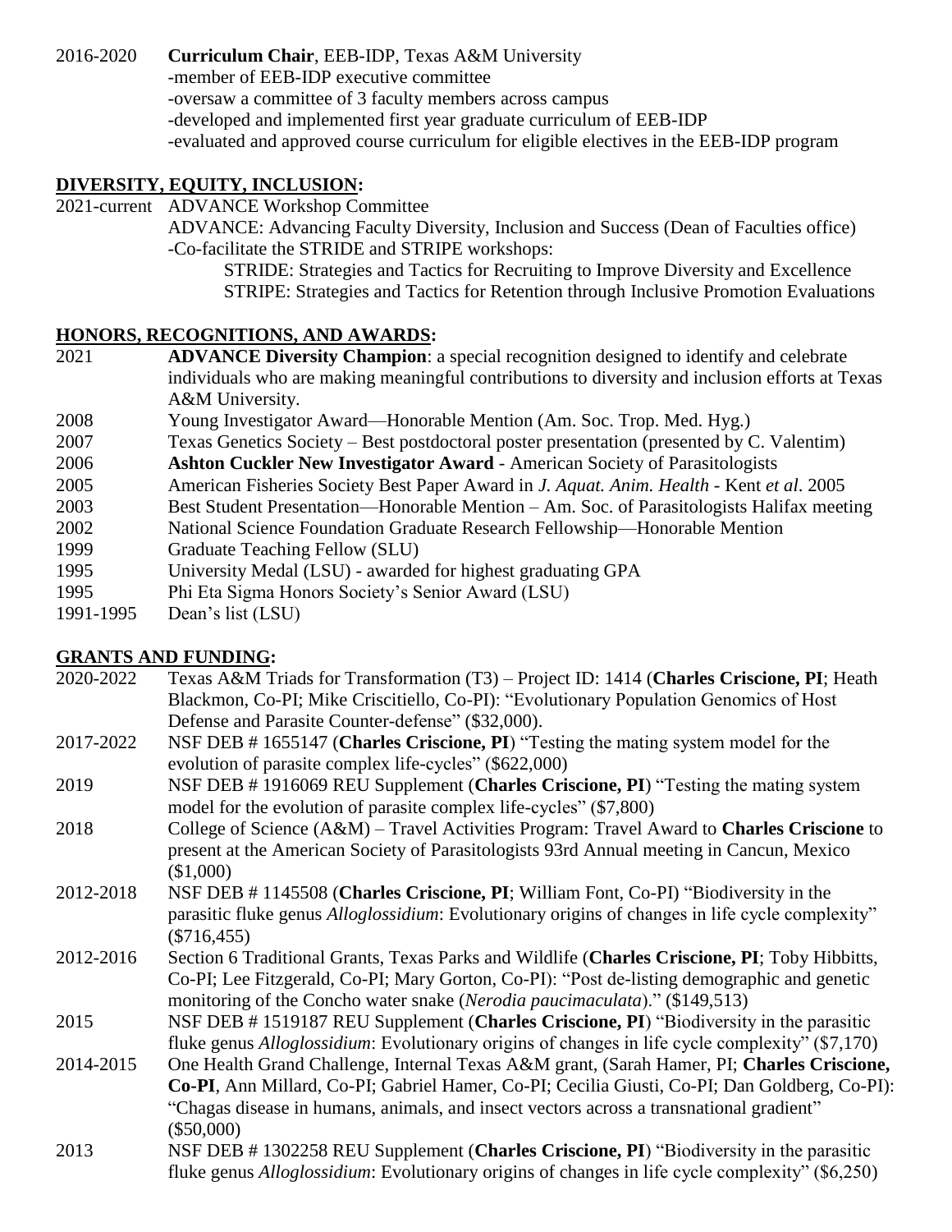2016-2020 **Curriculum Chair**, EEB-IDP, Texas A&M University
-member of EEB-IDP executive committee
-oversaw a committee of 3 faculty members across campus
-developed and implemented first year graduate curriculum of EEB-IDP
-evaluated and approved course curriculum for eligible electives in the EEB-IDP program

## DIVERSITY, EQUITY, INCLUSION:

2021-current ADVANCE Workshop Committee
ADVANCE: Advancing Faculty Diversity, Inclusion and Success (Dean of Faculties office)
-Co-facilitate the STRIDE and STRIPE workshops:
STRIDE: Strategies and Tactics for Recruiting to Improve Diversity and Excellence
STRIPE: Strategies and Tactics for Retention through Inclusive Promotion Evaluations

## HONORS, RECOGNITIONS, AND AWARDS:

2021 **ADVANCE Diversity Champion**: a special recognition designed to identify and celebrate individuals who are making meaningful contributions to diversity and inclusion efforts at Texas A&M University.

2008 Young Investigator Award—Honorable Mention (Am. Soc. Trop. Med. Hyg.)

2007 Texas Genetics Society – Best postdoctoral poster presentation (presented by C. Valentim)

2006 **Ashton Cuckler New Investigator Award** - American Society of Parasitologists

2005 American Fisheries Society Best Paper Award in *J. Aquat. Anim. Health* - Kent *et al*. 2005

2003 Best Student Presentation—Honorable Mention – Am. Soc. of Parasitologists Halifax meeting

2002 National Science Foundation Graduate Research Fellowship—Honorable Mention

1999 Graduate Teaching Fellow (SLU)

1995 University Medal (LSU) - awarded for highest graduating GPA

1995 Phi Eta Sigma Honors Society's Senior Award (LSU)

1991-1995 Dean's list (LSU)

## GRANTS AND FUNDING:

2020-2022 Texas A&M Triads for Transformation (T3) – Project ID: 1414 (**Charles Criscione, PI**; Heath Blackmon, Co-PI; Mike Criscitiello, Co-PI): "Evolutionary Population Genomics of Host Defense and Parasite Counter-defense" ($32,000).

2017-2022 NSF DEB # 1655147 (**Charles Criscione, PI**) "Testing the mating system model for the evolution of parasite complex life-cycles" ($622,000)

2019 NSF DEB # 1916069 REU Supplement (**Charles Criscione, PI**) "Testing the mating system model for the evolution of parasite complex life-cycles" ($7,800)

2018 College of Science (A&M) – Travel Activities Program: Travel Award to **Charles Criscione** to present at the American Society of Parasitologists 93rd Annual meeting in Cancun, Mexico ($1,000)

2012-2018 NSF DEB # 1145508 (**Charles Criscione, PI**; William Font, Co-PI) "Biodiversity in the parasitic fluke genus *Alloglossidium*: Evolutionary origins of changes in life cycle complexity" ($716,455)

2012-2016 Section 6 Traditional Grants, Texas Parks and Wildlife (**Charles Criscione, PI**; Toby Hibbitts, Co-PI; Lee Fitzgerald, Co-PI; Mary Gorton, Co-PI): "Post de-listing demographic and genetic monitoring of the Concho water snake (*Nerodia paucimaculata*)." ($149,513)

2015 NSF DEB # 1519187 REU Supplement (**Charles Criscione, PI**) "Biodiversity in the parasitic fluke genus *Alloglossidium*: Evolutionary origins of changes in life cycle complexity" ($7,170)

2014-2015 One Health Grand Challenge, Internal Texas A&M grant, (Sarah Hamer, PI; **Charles Criscione, Co-PI**, Ann Millard, Co-PI; Gabriel Hamer, Co-PI; Cecilia Giusti, Co-PI; Dan Goldberg, Co-PI): "Chagas disease in humans, animals, and insect vectors across a transnational gradient" ($50,000)

2013 NSF DEB # 1302258 REU Supplement (**Charles Criscione, PI**) "Biodiversity in the parasitic fluke genus *Alloglossidium*: Evolutionary origins of changes in life cycle complexity" ($6,250)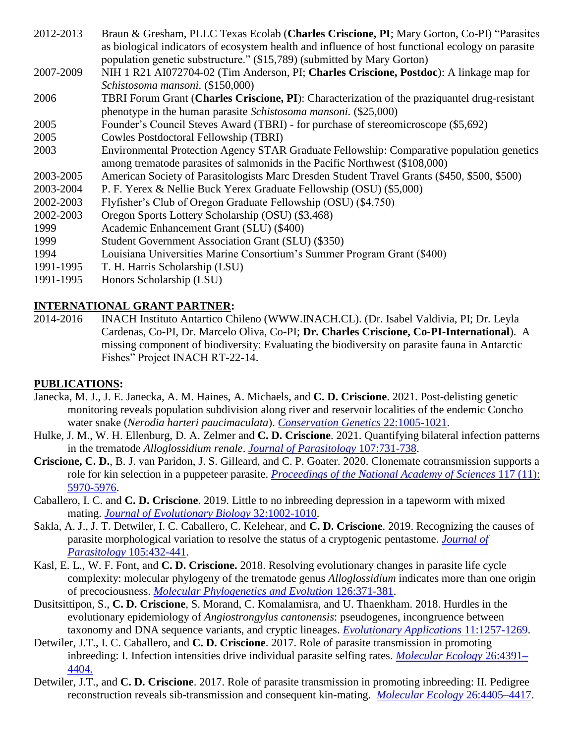2012-2013 Braun & Gresham, PLLC Texas Ecolab (**Charles Criscione, PI**; Mary Gorton, Co-PI) "Parasites as biological indicators of ecosystem health and influence of host functional ecology on parasite population genetic substructure." ($15,789) (submitted by Mary Gorton)

2007-2009 NIH 1 R21 AI072704-02 (Tim Anderson, PI; **Charles Criscione, Postdoc**): A linkage map for *Schistosoma mansoni*. ($150,000)

2006 TBRI Forum Grant (**Charles Criscione, PI**): Characterization of the praziquantel drug-resistant phenotype in the human parasite *Schistosoma mansoni.* ($25,000)

2005 Founder's Council Steves Award (TBRI) - for purchase of stereomicroscope ($5,692)

2005 Cowles Postdoctoral Fellowship (TBRI)

2003 Environmental Protection Agency STAR Graduate Fellowship: Comparative population genetics among trematode parasites of salmonids in the Pacific Northwest ($108,000)

2003-2005 American Society of Parasitologists Marc Dresden Student Travel Grants ($450, $500, $500)

2003-2004 P. F. Yerex & Nellie Buck Yerex Graduate Fellowship (OSU) ($5,000)

2002-2003 Flyfisher's Club of Oregon Graduate Fellowship (OSU) ($4,750)

2002-2003 Oregon Sports Lottery Scholarship (OSU) ($3,468)

1999 Academic Enhancement Grant (SLU) ($400)

1999 Student Government Association Grant (SLU) ($350)

1994 Louisiana Universities Marine Consortium's Summer Program Grant ($400)

1991-1995 T. H. Harris Scholarship (LSU)

1991-1995 Honors Scholarship (LSU)

## INTERNATIONAL GRANT PARTNER:

2014-2016 INACH Instituto Antartico Chileno (WWW.INACH.CL). (Dr. Isabel Valdivia, PI; Dr. Leyla Cardenas, Co-PI, Dr. Marcelo Oliva, Co-PI; **Dr. Charles Criscione, Co-PI-International**). A missing component of biodiversity: Evaluating the biodiversity on parasite fauna in Antarctic Fishes" Project INACH RT-22-14.

## PUBLICATIONS:

Janecka, M. J., J. E. Janecka, A. M. Haines, A. Michaels, and **C. D. Criscione**. 2021. Post-delisting genetic monitoring reveals population subdivision along river and reservoir localities of the endemic Concho water snake (*Nerodia harteri paucimaculata*). *Conservation Genetics* 22:1005-1021.

Hulke, J. M., W. H. Ellenburg, D. A. Zelmer and **C. D. Criscione**. 2021. Quantifying bilateral infection patterns in the trematode *Alloglossidium renale*. *Journal of Parasitology* 107:731-738.

**Criscione, C. D.**, B. J. van Paridon, J. S. Gilleard, and C. P. Goater. 2020. Clonemate cotransmission supports a role for kin selection in a puppeteer parasite. *Proceedings of the National Academy of Sciences* 117 (11): 5970-5976.

Caballero, I. C. and **C. D. Criscione**. 2019. Little to no inbreeding depression in a tapeworm with mixed mating. *Journal of Evolutionary Biology* 32:1002-1010.

Sakla, A. J., J. T. Detwiler, I. C. Caballero, C. Kelehear, and **C. D. Criscione**. 2019. Recognizing the causes of parasite morphological variation to resolve the status of a cryptogenic pentastome. *Journal of Parasitology* 105:432-441.

Kasl, E. L., W. F. Font, and **C. D. Criscione.** 2018. Resolving evolutionary changes in parasite life cycle complexity: molecular phylogeny of the trematode genus *Alloglossidium* indicates more than one origin of precociousness. *Molecular Phylogenetics and Evolution* 126:371-381.

Dusitsittipon, S., **C. D. Criscione**, S. Morand, C. Komalamisra, and U. Thaenkham. 2018. Hurdles in the evolutionary epidemiology of *Angiostrongylus cantonensis*: pseudogenes, incongruence between taxonomy and DNA sequence variants, and cryptic lineages. *Evolutionary Applications* 11:1257-1269.

Detwiler, J.T., I. C. Caballero, and **C. D. Criscione**. 2017. Role of parasite transmission in promoting inbreeding: I. Infection intensities drive individual parasite selfing rates. *Molecular Ecology* 26:4391–4404.

Detwiler, J.T., and **C. D. Criscione**. 2017. Role of parasite transmission in promoting inbreeding: II. Pedigree reconstruction reveals sib-transmission and consequent kin-mating. *Molecular Ecology* 26:4405–4417.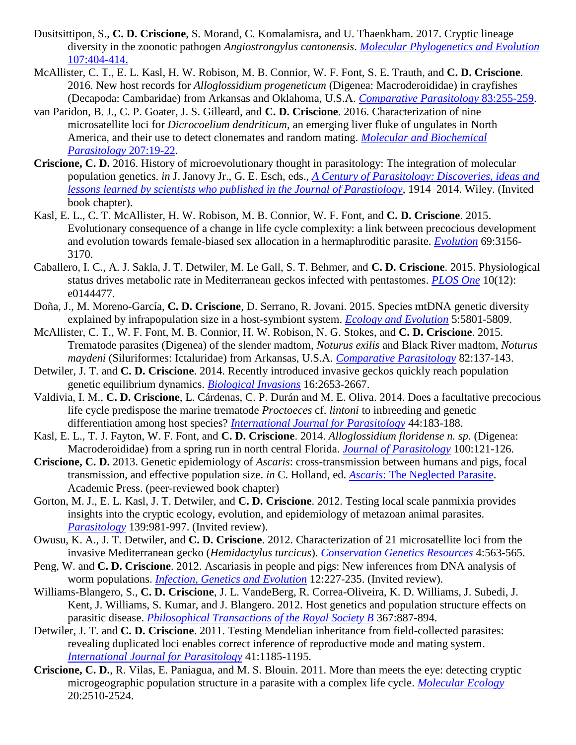Dusitsittipon, S., **C. D. Criscione**, S. Morand, C. Komalamisra, and U. Thaenkham. 2017. Cryptic lineage diversity in the zoonotic pathogen *Angiostrongylus cantonensis*. *Molecular Phylogenetics and Evolution* 107:404-414.

McAllister, C. T., E. L. Kasl, H. W. Robison, M. B. Connior, W. F. Font, S. E. Trauth, and **C. D. Criscione**. 2016. New host records for *Alloglossidium progeneticum* (Digenea: Macroderoididae) in crayfishes (Decapoda: Cambaridae) from Arkansas and Oklahoma, U.S.A. *Comparative Parasitology* 83:255-259.

van Paridon, B. J., C. P. Goater, J. S. Gilleard, and **C. D. Criscione**. 2016. Characterization of nine microsatellite loci for *Dicrocoelium dendriticum*, an emerging liver fluke of ungulates in North America, and their use to detect clonemates and random mating. *Molecular and Biochemical Parasitology* 207:19-22.

**Criscione, C. D.** 2016. History of microevolutionary thought in parasitology: The integration of molecular population genetics. *in* J. Janovy Jr., G. E. Esch, eds., *A Century of Parasitology: Discoveries, ideas and lessons learned by scientists who published in the Journal of Parastiology*, 1914–2014. Wiley. (Invited book chapter).

Kasl, E. L., C. T. McAllister, H. W. Robison, M. B. Connior, W. F. Font, and **C. D. Criscione**. 2015. Evolutionary consequence of a change in life cycle complexity: a link between precocious development and evolution towards female-biased sex allocation in a hermaphroditic parasite. *Evolution* 69:3156-3170.

Caballero, I. C., A. J. Sakla, J. T. Detwiler, M. Le Gall, S. T. Behmer, and **C. D. Criscione**. 2015. Physiological status drives metabolic rate in Mediterranean geckos infected with pentastomes. *PLOS One* 10(12): e0144477.

Doña, J., M. Moreno-García, **C. D. Criscione**, D. Serrano, R. Jovani. 2015. Species mtDNA genetic diversity explained by infrapopulation size in a host-symbiont system. *Ecology and Evolution* 5:5801-5809.

McAllister, C. T., W. F. Font, M. B. Connior, H. W. Robison, N. G. Stokes, and **C. D. Criscione**. 2015. Trematode parasites (Digenea) of the slender madtom, *Noturus exilis* and Black River madtom, *Noturus maydeni* (Siluriformes: Ictaluridae) from Arkansas, U.S.A. *Comparative Parasitology* 82:137-143.

Detwiler, J. T. and **C. D. Criscione**. 2014. Recently introduced invasive geckos quickly reach population genetic equilibrium dynamics. *Biological Invasions* 16:2653-2667.

Valdivia, I. M., **C. D. Criscione**, L. Cárdenas, C. P. Durán and M. E. Oliva. 2014. Does a facultative precocious life cycle predispose the marine trematode *Proctoeces* cf. *lintoni* to inbreeding and genetic differentiation among host species? *International Journal for Parasitology* 44:183-188.

Kasl, E. L., T. J. Fayton, W. F. Font, and **C. D. Criscione**. 2014. *Alloglossidium floridense n. sp.* (Digenea: Macroderoididae) from a spring run in north central Florida. *Journal of Parasitology* 100:121-126.

**Criscione, C. D.** 2013. Genetic epidemiology of *Ascaris*: cross-transmission between humans and pigs, focal transmission, and effective population size. *in* C. Holland, ed. *Ascaris*: The Neglected Parasite. Academic Press. (peer-reviewed book chapter)

Gorton, M. J., E. L. Kasl, J. T. Detwiler, and **C. D. Criscione**. 2012. Testing local scale panmixia provides insights into the cryptic ecology, evolution, and epidemiology of metazoan animal parasites. *Parasitology* 139:981-997. (Invited review).

Owusu, K. A., J. T. Detwiler, and **C. D. Criscione**. 2012. Characterization of 21 microsatellite loci from the invasive Mediterranean gecko (*Hemidactylus turcicus*). *Conservation Genetics Resources* 4:563-565.

Peng, W. and **C. D. Criscione**. 2012. Ascariasis in people and pigs: New inferences from DNA analysis of worm populations. *Infection, Genetics and Evolution* 12:227-235. (Invited review).

Williams-Blangero, S., **C. D. Criscione**, J. L. VandeBerg, R. Correa-Oliveira, K. D. Williams, J. Subedi, J. Kent, J. Williams, S. Kumar, and J. Blangero. 2012. Host genetics and population structure effects on parasitic disease. *Philosophical Transactions of the Royal Society B* 367:887-894.

Detwiler, J. T. and **C. D. Criscione**. 2011. Testing Mendelian inheritance from field-collected parasites: revealing duplicated loci enables correct inference of reproductive mode and mating system. *International Journal for Parasitology* 41:1185-1195.

**Criscione, C. D.**, R. Vilas, E. Paniagua, and M. S. Blouin. 2011. More than meets the eye: detecting cryptic microgeographic population structure in a parasite with a complex life cycle. *Molecular Ecology* 20:2510-2524.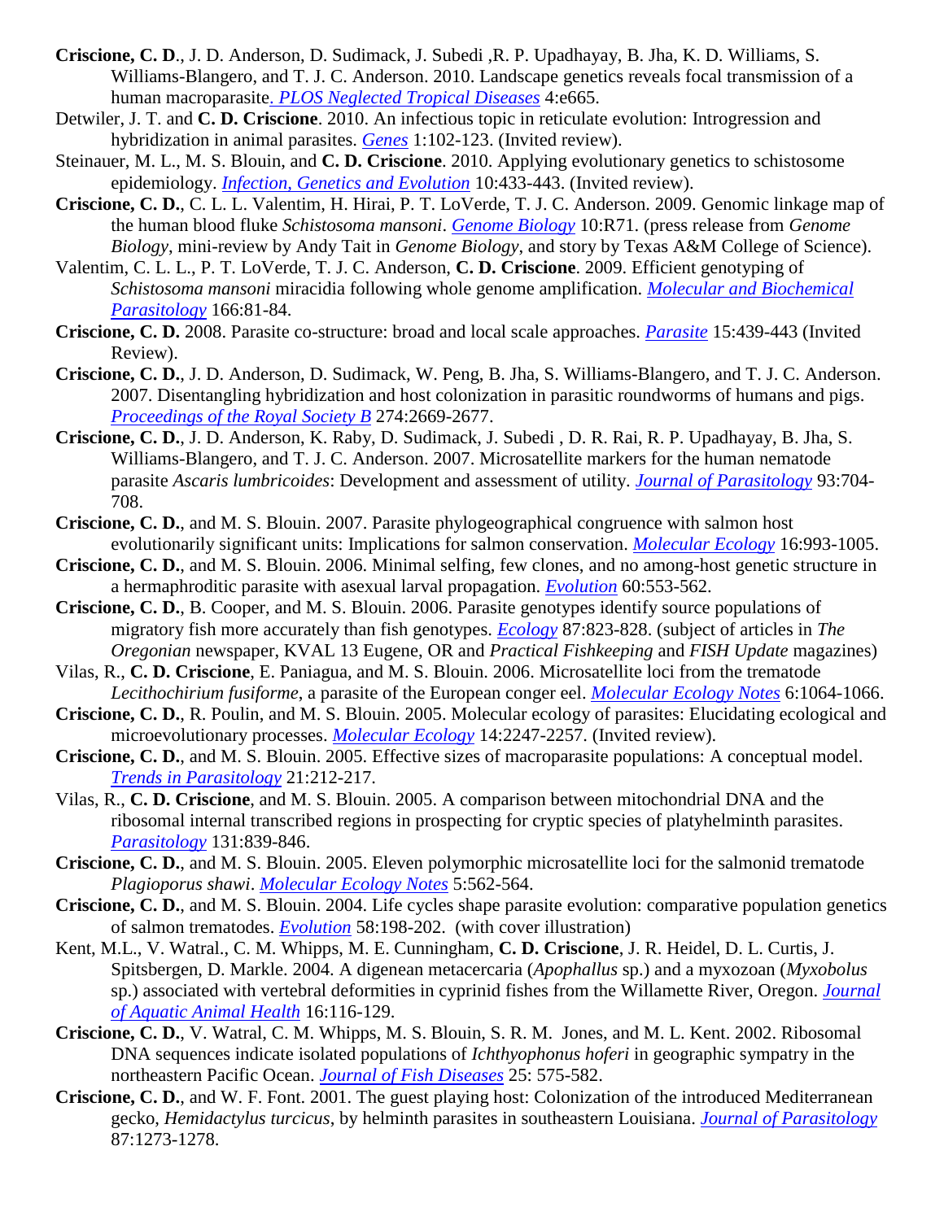**Criscione, C. D**., J. D. Anderson, D. Sudimack, J. Subedi ,R. P. Upadhayay, B. Jha, K. D. Williams, S. Williams-Blangero, and T. J. C. Anderson. 2010. Landscape genetics reveals focal transmission of a human macroparasite*. PLOS Neglected Tropical Diseases* 4:e665.

Detwiler, J. T. and **C. D. Criscione**. 2010. An infectious topic in reticulate evolution: Introgression and hybridization in animal parasites. *Genes* 1:102-123. (Invited review).

Steinauer, M. L., M. S. Blouin, and **C. D. Criscione**. 2010. Applying evolutionary genetics to schistosome epidemiology. *Infection, Genetics and Evolution* 10:433-443. (Invited review).

**Criscione, C. D.**, C. L. L. Valentim, H. Hirai, P. T. LoVerde, T. J. C. Anderson. 2009. Genomic linkage map of the human blood fluke *Schistosoma mansoni*. *Genome Biology* 10:R71. (press release from *Genome Biology*, mini-review by Andy Tait in *Genome Biology*, and story by Texas A&M College of Science).

Valentim, C. L. L., P. T. LoVerde, T. J. C. Anderson, **C. D. Criscione**. 2009. Efficient genotyping of *Schistosoma mansoni* miracidia following whole genome amplification. *Molecular and Biochemical Parasitology* 166:81-84.

**Criscione, C. D.** 2008. Parasite co-structure: broad and local scale approaches. *Parasite* 15:439-443 (Invited Review).

**Criscione, C. D.**, J. D. Anderson, D. Sudimack, W. Peng, B. Jha, S. Williams-Blangero, and T. J. C. Anderson. 2007. Disentangling hybridization and host colonization in parasitic roundworms of humans and pigs. *Proceedings of the Royal Society B* 274:2669-2677.

**Criscione, C. D.**, J. D. Anderson, K. Raby, D. Sudimack, J. Subedi , D. R. Rai, R. P. Upadhayay, B. Jha, S. Williams-Blangero, and T. J. C. Anderson. 2007. Microsatellite markers for the human nematode parasite *Ascaris lumbricoides*: Development and assessment of utility. *Journal of Parasitology* 93:704-708.

**Criscione, C. D.**, and M. S. Blouin. 2007. Parasite phylogeographical congruence with salmon host evolutionarily significant units: Implications for salmon conservation. *Molecular Ecology* 16:993-1005.

**Criscione, C. D.**, and M. S. Blouin. 2006. Minimal selfing, few clones, and no among-host genetic structure in a hermaphroditic parasite with asexual larval propagation. *Evolution* 60:553-562.

**Criscione, C. D.**, B. Cooper, and M. S. Blouin. 2006. Parasite genotypes identify source populations of migratory fish more accurately than fish genotypes. *Ecology* 87:823-828. (subject of articles in *The Oregonian* newspaper, KVAL 13 Eugene, OR and *Practical Fishkeeping* and *FISH Update* magazines)

Vilas, R., **C. D. Criscione**, E. Paniagua, and M. S. Blouin. 2006. Microsatellite loci from the trematode *Lecithochirium fusiforme*, a parasite of the European conger eel. *Molecular Ecology Notes* 6:1064-1066.

**Criscione, C. D.**, R. Poulin, and M. S. Blouin. 2005. Molecular ecology of parasites: Elucidating ecological and microevolutionary processes. *Molecular Ecology* 14:2247-2257. (Invited review).

**Criscione, C. D.**, and M. S. Blouin. 2005. Effective sizes of macroparasite populations: A conceptual model. *Trends in Parasitology* 21:212-217.

Vilas, R., **C. D. Criscione** and M. S. Blouin. 2005. A comparison between mitochondrial DNA and the ribosomal internal transcribed regions in prospecting for cryptic species of platyhelminth parasites. *Parasitology* 131:839-846.

**Criscione, C. D.**, and M. S. Blouin. 2005. Eleven polymorphic microsatellite loci for the salmonid trematode *Plagioporus shawi*. *Molecular Ecology Notes* 5:562-564.

**Criscione, C. D.**, and M. S. Blouin. 2004. Life cycles shape parasite evolution: comparative population genetics of salmon trematodes. *Evolution* 58:198-202. (with cover illustration)

Kent, M.L., V. Watral., C. M. Whipps, M. E. Cunningham, **C. D. Criscione**, J. R. Heidel, D. L. Curtis, J. Spitsbergen, D. Markle. 2004. A digenean metacercaria (*Apophallus* sp.) and a myxozoan (*Myxobolus* sp.) associated with vertebral deformities in cyprinid fishes from the Willamette River, Oregon. *Journal of Aquatic Animal Health* 16:116-129.

**Criscione, C. D.**, V. Watral, C. M. Whipps, M. S. Blouin, S. R. M. Jones, and M. L. Kent. 2002. Ribosomal DNA sequences indicate isolated populations of *Ichthyophonus hoferi* in geographic sympatry in the northeastern Pacific Ocean. *Journal of Fish Diseases* 25: 575-582.

**Criscione, C. D.**, and W. F. Font. 2001. The guest playing host: Colonization of the introduced Mediterranean gecko, *Hemidactylus turcicus*, by helminth parasites in southeastern Louisiana. *Journal of Parasitology* 87:1273-1278.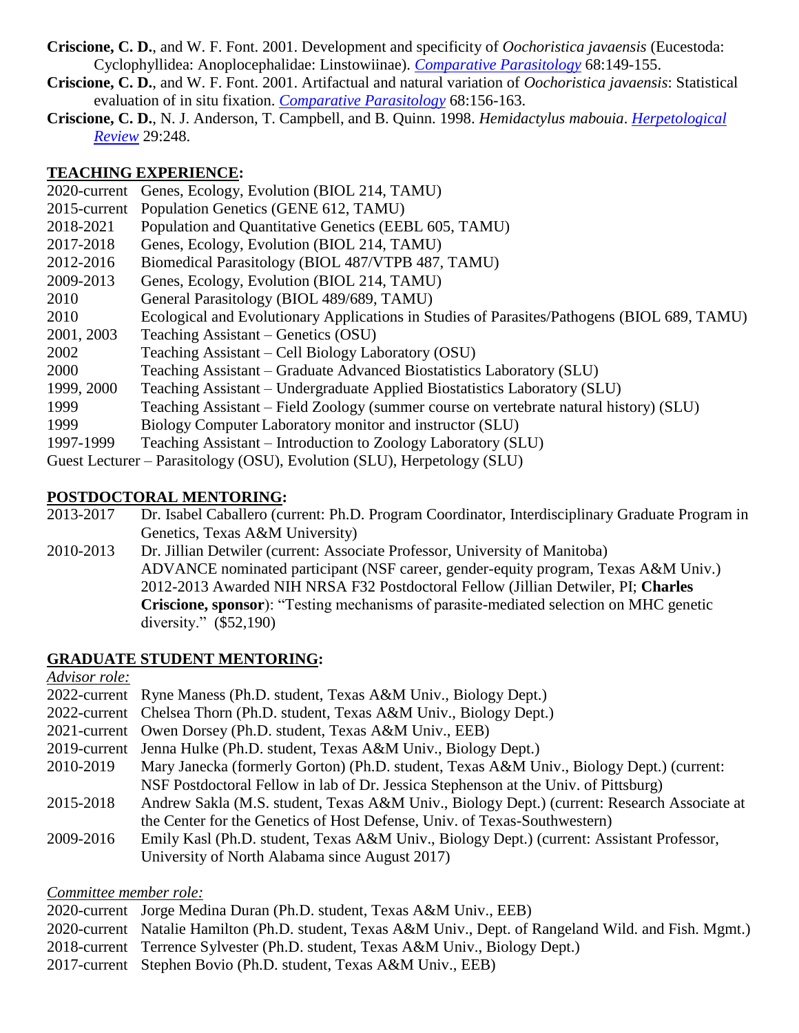**Criscione, C. D.**, and W. F. Font. 2001. Development and specificity of *Oochoristica javaensis* (Eucestoda: Cyclophyllidea: Anoplocephalidae: Linstowiinae). *Comparative Parasitology* 68:149-155.

**Criscione, C. D.**, and W. F. Font. 2001. Artifactual and natural variation of *Oochoristica javaensis*: Statistical evaluation of in situ fixation. *Comparative Parasitology* 68:156-163.

**Criscione, C. D.**, N. J. Anderson, T. Campbell, and B. Quinn. 1998. *Hemidactylus mabouia*. *Herpetological Review* 29:248.

## TEACHING EXPERIENCE:

2020-current Genes, Ecology, Evolution (BIOL 214, TAMU)
2015-current Population Genetics (GENE 612, TAMU)
2018-2021 Population and Quantitative Genetics (EEBL 605, TAMU)
2017-2018 Genes, Ecology, Evolution (BIOL 214, TAMU)
2012-2016 Biomedical Parasitology (BIOL 487/VTPB 487, TAMU)
2009-2013 Genes, Ecology, Evolution (BIOL 214, TAMU)
2010 General Parasitology (BIOL 489/689, TAMU)
2010 Ecological and Evolutionary Applications in Studies of Parasites/Pathogens (BIOL 689, TAMU)
2001, 2003 Teaching Assistant – Genetics (OSU)
2002 Teaching Assistant – Cell Biology Laboratory (OSU)
2000 Teaching Assistant – Graduate Advanced Biostatistics Laboratory (SLU)
1999, 2000 Teaching Assistant – Undergraduate Applied Biostatistics Laboratory (SLU)
1999 Teaching Assistant – Field Zoology (summer course on vertebrate natural history) (SLU)
1999 Biology Computer Laboratory monitor and instructor (SLU)
1997-1999 Teaching Assistant – Introduction to Zoology Laboratory (SLU)
Guest Lecturer – Parasitology (OSU), Evolution (SLU), Herpetology (SLU)

## POSTDOCTORAL MENTORING:

2013-2017 Dr. Isabel Caballero (current: Ph.D. Program Coordinator, Interdisciplinary Graduate Program in Genetics, Texas A&M University)

2010-2013 Dr. Jillian Detwiler (current: Associate Professor, University of Manitoba)
ADVANCE nominated participant (NSF career, gender-equity program, Texas A&M Univ.)
2012-2013 Awarded NIH NRSA F32 Postdoctoral Fellow (Jillian Detwiler, PI; **Charles Criscione, sponsor**): "Testing mechanisms of parasite-mediated selection on MHC genetic diversity." ($52,190)

## GRADUATE STUDENT MENTORING:

*Advisor role:*

2022-current Ryne Maness (Ph.D. student, Texas A&M Univ., Biology Dept.)
2022-current Chelsea Thorn (Ph.D. student, Texas A&M Univ., Biology Dept.)
2021-current Owen Dorsey (Ph.D. student, Texas A&M Univ., EEB)
2019-current Jenna Hulke (Ph.D. student, Texas A&M Univ., Biology Dept.)
2010-2019 Mary Janecka (formerly Gorton) (Ph.D. student, Texas A&M Univ., Biology Dept.) (current: NSF Postdoctoral Fellow in lab of Dr. Jessica Stephenson at the Univ. of Pittsburg)
2015-2018 Andrew Sakla (M.S. student, Texas A&M Univ., Biology Dept.) (current: Research Associate at the Center for the Genetics of Host Defense, Univ. of Texas-Southwestern)
2009-2016 Emily Kasl (Ph.D. student, Texas A&M Univ., Biology Dept.) (current: Assistant Professor, University of North Alabama since August 2017)

*Committee member role:*

2020-current Jorge Medina Duran (Ph.D. student, Texas A&M Univ., EEB)
2020-current Natalie Hamilton (Ph.D. student, Texas A&M Univ., Dept. of Rangeland Wild. and Fish. Mgmt.)
2018-current Terrence Sylvester (Ph.D. student, Texas A&M Univ., Biology Dept.)
2017-current Stephen Bovio (Ph.D. student, Texas A&M Univ., EEB)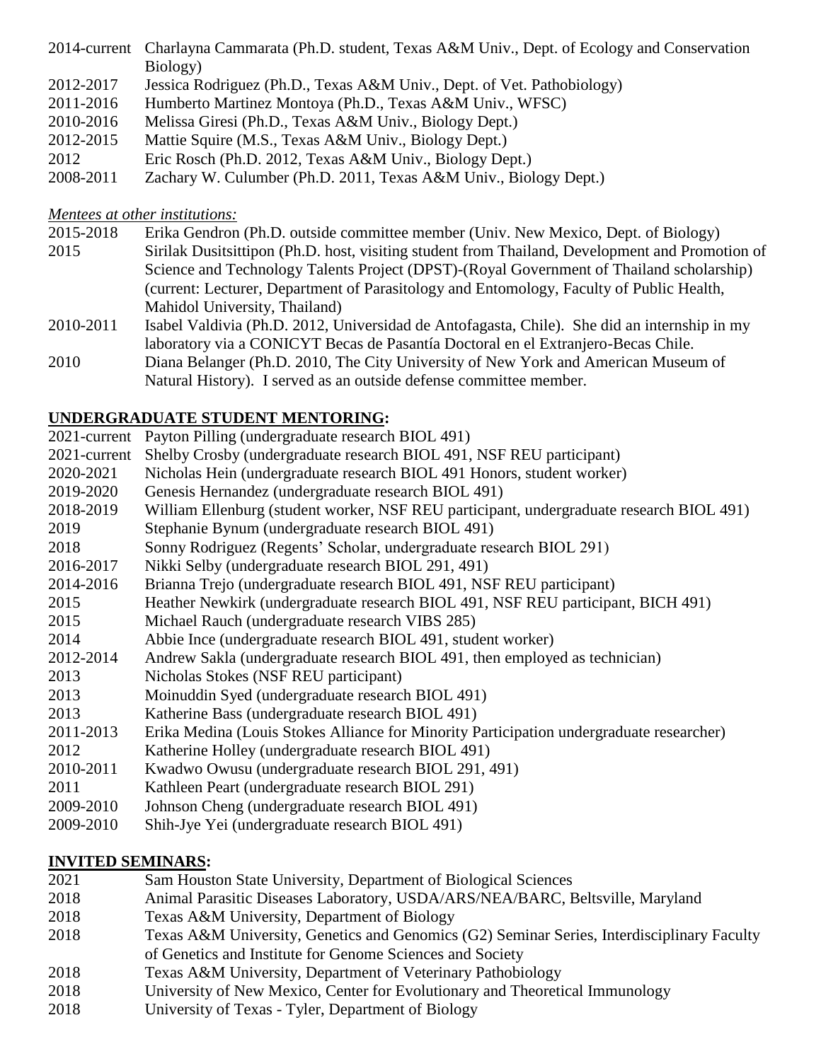2014-current Charlayna Cammarata (Ph.D. student, Texas A&M Univ., Dept. of Ecology and Conservation Biology)
2012-2017 Jessica Rodriguez (Ph.D., Texas A&M Univ., Dept. of Vet. Pathobiology)
2011-2016 Humberto Martinez Montoya (Ph.D., Texas A&M Univ., WFSC)
2010-2016 Melissa Giresi (Ph.D., Texas A&M Univ., Biology Dept.)
2012-2015 Mattie Squire (M.S., Texas A&M Univ., Biology Dept.)
2012 Eric Rosch (Ph.D. 2012, Texas A&M Univ., Biology Dept.)
2008-2011 Zachary W. Culumber (Ph.D. 2011, Texas A&M Univ., Biology Dept.)

*Mentees at other institutions:*

2015-2018 Erika Gendron (Ph.D. outside committee member (Univ. New Mexico, Dept. of Biology)
2015 Sirilak Dusitsittipon (Ph.D. host, visiting student from Thailand, Development and Promotion of Science and Technology Talents Project (DPST)-(Royal Government of Thailand scholarship) (current: Lecturer, Department of Parasitology and Entomology, Faculty of Public Health, Mahidol University, Thailand)
2010-2011 Isabel Valdivia (Ph.D. 2012, Universidad de Antofagasta, Chile). She did an internship in my laboratory via a CONICYT Becas de Pasantía Doctoral en el Extranjero-Becas Chile.
2010 Diana Belanger (Ph.D. 2010, The City University of New York and American Museum of Natural History). I served as an outside defense committee member.

## UNDERGRADUATE STUDENT MENTORING:

2021-current Payton Pilling (undergraduate research BIOL 491)
2021-current Shelby Crosby (undergraduate research BIOL 491, NSF REU participant)
2020-2021 Nicholas Hein (undergraduate research BIOL 491 Honors, student worker)
2019-2020 Genesis Hernandez (undergraduate research BIOL 491)
2018-2019 William Ellenburg (student worker, NSF REU participant, undergraduate research BIOL 491)
2019 Stephanie Bynum (undergraduate research BIOL 491)
2018 Sonny Rodriguez (Regents' Scholar, undergraduate research BIOL 291)
2016-2017 Nikki Selby (undergraduate research BIOL 291, 491)
2014-2016 Brianna Trejo (undergraduate research BIOL 491, NSF REU participant)
2015 Heather Newkirk (undergraduate research BIOL 491, NSF REU participant, BICH 491)
2015 Michael Rauch (undergraduate research VIBS 285)
2014 Abbie Ince (undergraduate research BIOL 491, student worker)
2012-2014 Andrew Sakla (undergraduate research BIOL 491, then employed as technician)
2013 Nicholas Stokes (NSF REU participant)
2013 Moinuddin Syed (undergraduate research BIOL 491)
2013 Katherine Bass (undergraduate research BIOL 491)
2011-2013 Erika Medina (Louis Stokes Alliance for Minority Participation undergraduate researcher)
2012 Katherine Holley (undergraduate research BIOL 491)
2010-2011 Kwadwo Owusu (undergraduate research BIOL 291, 491)
2011 Kathleen Peart (undergraduate research BIOL 291)
2009-2010 Johnson Cheng (undergraduate research BIOL 491)
2009-2010 Shih-Jye Yei (undergraduate research BIOL 491)

## INVITED SEMINARS:

2021 Sam Houston State University, Department of Biological Sciences
2018 Animal Parasitic Diseases Laboratory, USDA/ARS/NEA/BARC, Beltsville, Maryland
2018 Texas A&M University, Department of Biology
2018 Texas A&M University, Genetics and Genomics (G2) Seminar Series, Interdisciplinary Faculty of Genetics and Institute for Genome Sciences and Society
2018 Texas A&M University, Department of Veterinary Pathobiology
2018 University of New Mexico, Center for Evolutionary and Theoretical Immunology
2018 University of Texas - Tyler, Department of Biology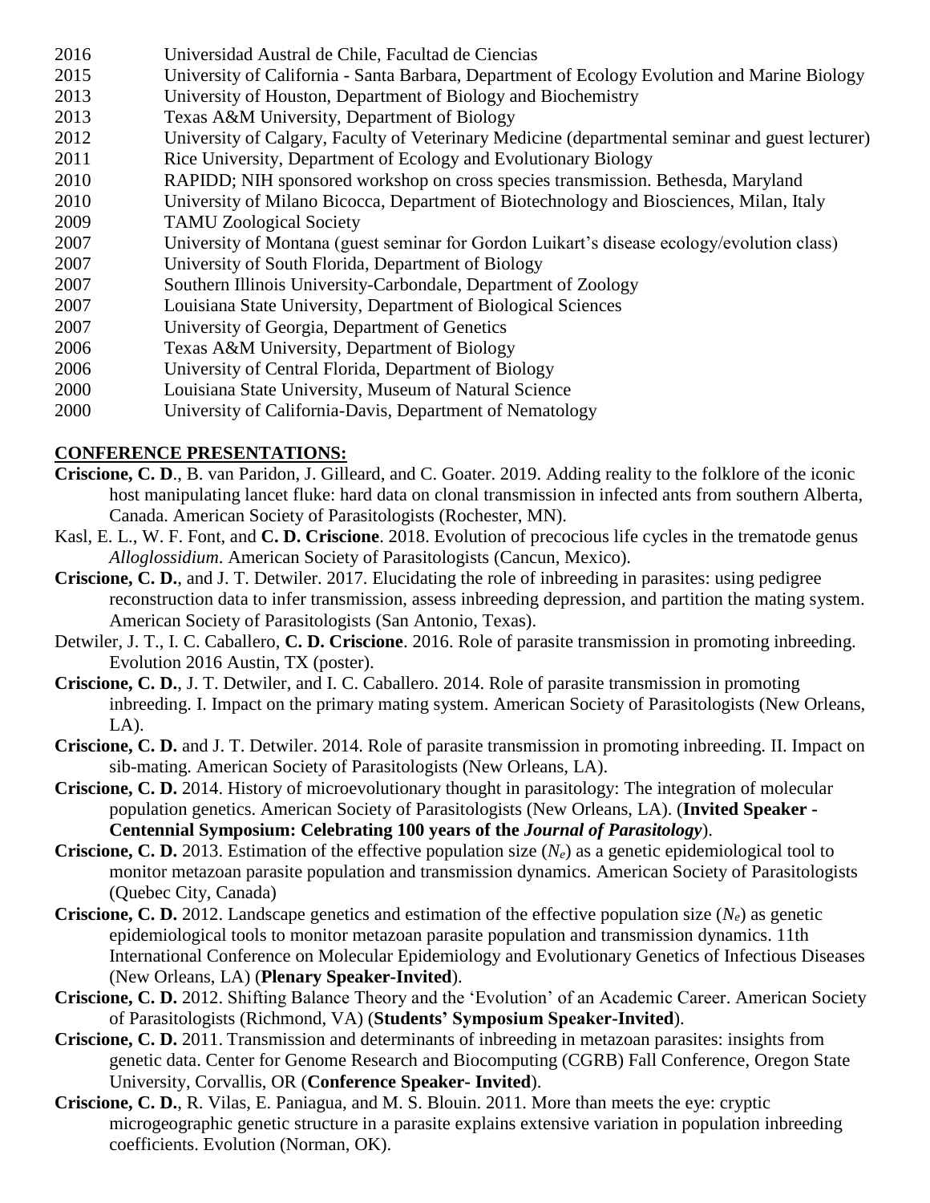2016 Universidad Austral de Chile, Facultad de Ciencias
2015 University of California - Santa Barbara, Department of Ecology Evolution and Marine Biology
2013 University of Houston, Department of Biology and Biochemistry
2013 Texas A&M University, Department of Biology
2012 University of Calgary, Faculty of Veterinary Medicine (departmental seminar and guest lecturer)
2011 Rice University, Department of Ecology and Evolutionary Biology
2010 RAPIDD; NIH sponsored workshop on cross species transmission. Bethesda, Maryland
2010 University of Milano Bicocca, Department of Biotechnology and Biosciences, Milan, Italy
2009 TAMU Zoological Society
2007 University of Montana (guest seminar for Gordon Luikart's disease ecology/evolution class)
2007 University of South Florida, Department of Biology
2007 Southern Illinois University-Carbondale, Department of Zoology
2007 Louisiana State University, Department of Biological Sciences
2007 University of Georgia, Department of Genetics
2006 Texas A&M University, Department of Biology
2006 University of Central Florida, Department of Biology
2000 Louisiana State University, Museum of Natural Science
2000 University of California-Davis, Department of Nematology

## CONFERENCE PRESENTATIONS:

**Criscione, C. D**., B. van Paridon, J. Gilleard, and C. Goater. 2019. Adding reality to the folklore of the iconic host manipulating lancet fluke: hard data on clonal transmission in infected ants from southern Alberta, Canada. American Society of Parasitologists (Rochester, MN).

Kasl, E. L., W. F. Font, and **C. D. Criscione**. 2018. Evolution of precocious life cycles in the trematode genus *Alloglossidium*. American Society of Parasitologists (Cancun, Mexico).

**Criscione, C. D.**, and J. T. Detwiler. 2017. Elucidating the role of inbreeding in parasites: using pedigree reconstruction data to infer transmission, assess inbreeding depression, and partition the mating system. American Society of Parasitologists (San Antonio, Texas).

Detwiler, J. T., I. C. Caballero, **C. D. Criscione**. 2016. Role of parasite transmission in promoting inbreeding. Evolution 2016 Austin, TX (poster).

**Criscione, C. D.**, J. T. Detwiler, and I. C. Caballero. 2014. Role of parasite transmission in promoting inbreeding. I. Impact on the primary mating system. American Society of Parasitologists (New Orleans, LA).

**Criscione, C. D.** and J. T. Detwiler. 2014. Role of parasite transmission in promoting inbreeding. II. Impact on sib-mating. American Society of Parasitologists (New Orleans, LA).

**Criscione, C. D.** 2014. History of microevolutionary thought in parasitology: The integration of molecular population genetics. American Society of Parasitologists (New Orleans, LA). (**Invited Speaker - Centennial Symposium: Celebrating 100 years of the *Journal of Parasitology***).

**Criscione, C. D.** 2013. Estimation of the effective population size ($N_e$) as a genetic epidemiological tool to monitor metazoan parasite population and transmission dynamics. American Society of Parasitologists (Quebec City, Canada)

**Criscione, C. D.** 2012. Landscape genetics and estimation of the effective population size ($N_e$) as genetic epidemiological tools to monitor metazoan parasite population and transmission dynamics. 11th International Conference on Molecular Epidemiology and Evolutionary Genetics of Infectious Diseases (New Orleans, LA) (**Plenary Speaker-Invited**).

**Criscione, C. D.** 2012. Shifting Balance Theory and the 'Evolution' of an Academic Career. American Society of Parasitologists (Richmond, VA) (**Students' Symposium Speaker-Invited**).

**Criscione, C. D.** 2011. Transmission and determinants of inbreeding in metazoan parasites: insights from genetic data. Center for Genome Research and Biocomputing (CGRB) Fall Conference, Oregon State University, Corvallis, OR (**Conference Speaker- Invited**).

**Criscione, C. D.**, R. Vilas, E. Paniagua, and M. S. Blouin. 2011. More than meets the eye: cryptic microgeographic genetic structure in a parasite explains extensive variation in population inbreeding coefficients. Evolution (Norman, OK).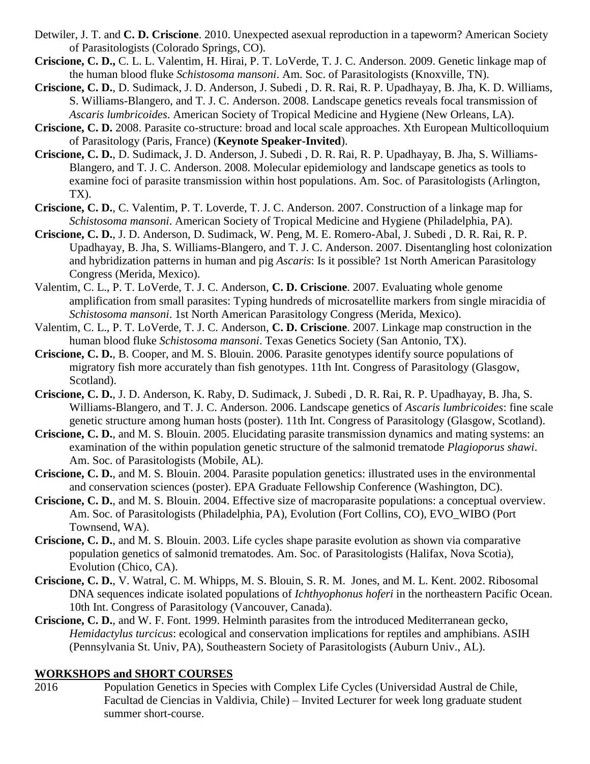Detwiler, J. T. and **C. D. Criscione**. 2010. Unexpected asexual reproduction in a tapeworm? American Society of Parasitologists (Colorado Springs, CO).

**Criscione, C. D.,** C. L. L. Valentim, H. Hirai, P. T. LoVerde, T. J. C. Anderson. 2009. Genetic linkage map of the human blood fluke *Schistosoma mansoni*. Am. Soc. of Parasitologists (Knoxville, TN).

**Criscione, C. D.**, D. Sudimack, J. D. Anderson, J. Subedi , D. R. Rai, R. P. Upadhayay, B. Jha, K. D. Williams, S. Williams-Blangero, and T. J. C. Anderson. 2008. Landscape genetics reveals focal transmission of *Ascaris lumbricoides*. American Society of Tropical Medicine and Hygiene (New Orleans, LA).

**Criscione, C. D.** 2008. Parasite co-structure: broad and local scale approaches. Xth European Multicolloquium of Parasitology (Paris, France) (**Keynote Speaker-Invited**).

**Criscione, C. D.**, D. Sudimack, J. D. Anderson, J. Subedi , D. R. Rai, R. P. Upadhayay, B. Jha, S. Williams-Blangero, and T. J. C. Anderson. 2008. Molecular epidemiology and landscape genetics as tools to examine foci of parasite transmission within host populations. Am. Soc. of Parasitologists (Arlington, TX).

**Criscione, C. D.**, C. Valentim, P. T. Loverde, T. J. C. Anderson. 2007. Construction of a linkage map for *Schistosoma mansoni*. American Society of Tropical Medicine and Hygiene (Philadelphia, PA).

**Criscione, C. D.**, J. D. Anderson, D. Sudimack, W. Peng, M. E. Romero-Abal, J. Subedi , D. R. Rai, R. P. Upadhayay, B. Jha, S. Williams-Blangero, and T. J. C. Anderson. 2007. Disentangling host colonization and hybridization patterns in human and pig *Ascaris*: Is it possible? 1st North American Parasitology Congress (Merida, Mexico).

Valentim, C. L., P. T. LoVerde, T. J. C. Anderson, **C. D. Criscione**. 2007. Evaluating whole genome amplification from small parasites: Typing hundreds of microsatellite markers from single miracidia of *Schistosoma mansoni*. 1st North American Parasitology Congress (Merida, Mexico).

Valentim, C. L., P. T. LoVerde, T. J. C. Anderson, **C. D. Criscione**. 2007. Linkage map construction in the human blood fluke *Schistosoma mansoni*. Texas Genetics Society (San Antonio, TX).

**Criscione, C. D.**, B. Cooper, and M. S. Blouin. 2006. Parasite genotypes identify source populations of migratory fish more accurately than fish genotypes. 11th Int. Congress of Parasitology (Glasgow, Scotland).

**Criscione, C. D.**, J. D. Anderson, K. Raby, D. Sudimack, J. Subedi , D. R. Rai, R. P. Upadhayay, B. Jha, S. Williams-Blangero, and T. J. C. Anderson. 2006. Landscape genetics of *Ascaris lumbricoides*: fine scale genetic structure among human hosts (poster). 11th Int. Congress of Parasitology (Glasgow, Scotland).

**Criscione, C. D.**, and M. S. Blouin. 2005. Elucidating parasite transmission dynamics and mating systems: an examination of the within population genetic structure of the salmonid trematode *Plagioporus shawi*. Am. Soc. of Parasitologists (Mobile, AL).

**Criscione, C. D.**, and M. S. Blouin. 2004. Parasite population genetics: illustrated uses in the environmental and conservation sciences (poster). EPA Graduate Fellowship Conference (Washington, DC).

**Criscione, C. D.**, and M. S. Blouin. 2004. Effective size of macroparasite populations: a conceptual overview. Am. Soc. of Parasitologists (Philadelphia, PA), Evolution (Fort Collins, CO), EVO_WIBO (Port Townsend, WA).

**Criscione, C. D.**, and M. S. Blouin. 2003. Life cycles shape parasite evolution as shown via comparative population genetics of salmonid trematodes. Am. Soc. of Parasitologists (Halifax, Nova Scotia), Evolution (Chico, CA).

**Criscione, C. D.**, V. Watral, C. M. Whipps, M. S. Blouin, S. R. M. Jones, and M. L. Kent. 2002. Ribosomal DNA sequences indicate isolated populations of *Ichthyophonus hoferi* in the northeastern Pacific Ocean. 10th Int. Congress of Parasitology (Vancouver, Canada).

**Criscione, C. D.**, and W. F. Font. 1999. Helminth parasites from the introduced Mediterranean gecko, *Hemidactylus turcicus*: ecological and conservation implications for reptiles and amphibians. ASIH (Pennsylvania St. Univ, PA), Southeastern Society of Parasitologists (Auburn Univ., AL).

## WORKSHOPS and SHORT COURSES

2016 Population Genetics in Species with Complex Life Cycles (Universidad Austral de Chile, Facultad de Ciencias in Valdivia, Chile) – Invited Lecturer for week long graduate student summer short-course.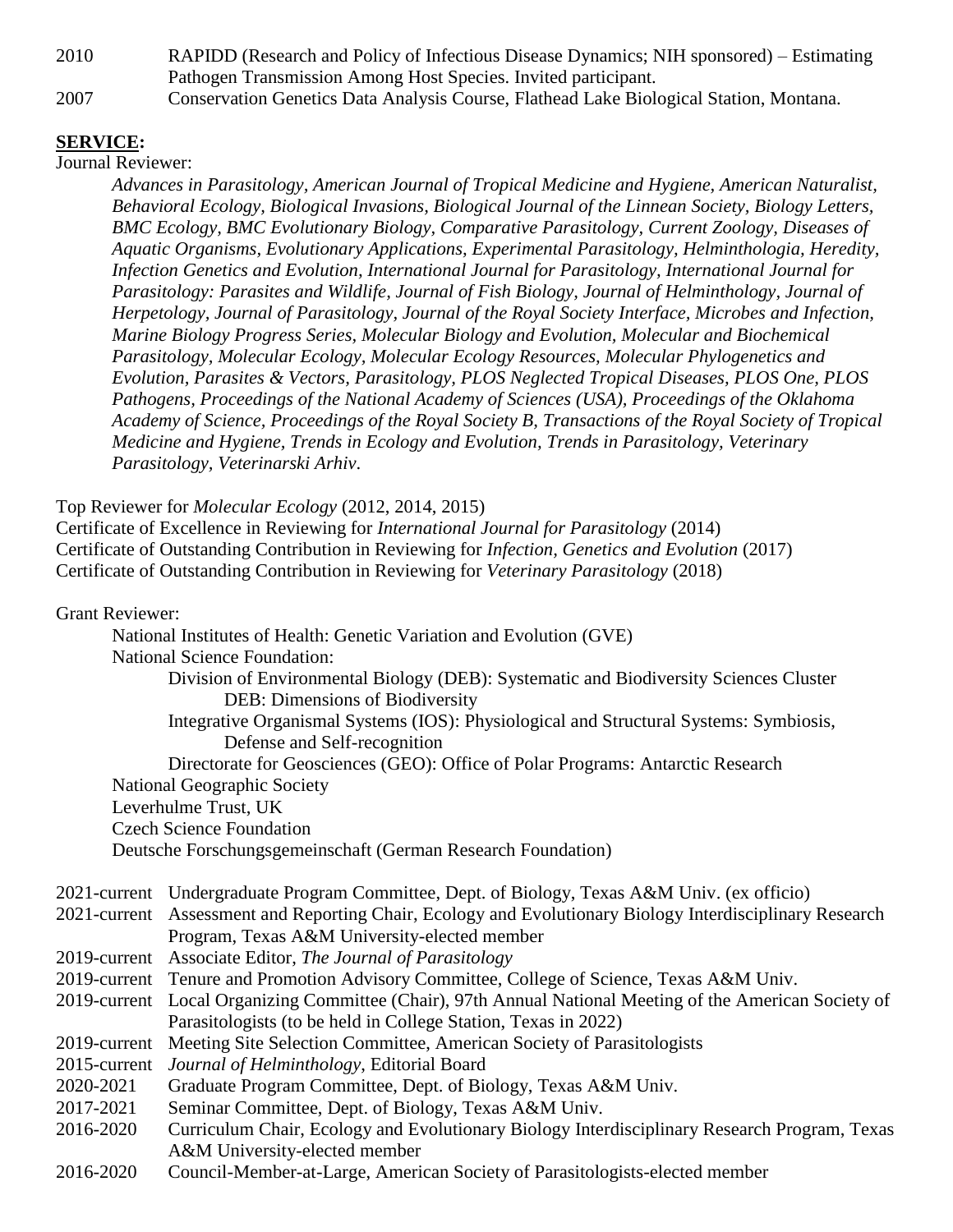2010 RAPIDD (Research and Policy of Infectious Disease Dynamics; NIH sponsored) – Estimating Pathogen Transmission Among Host Species. Invited participant.

2007 Conservation Genetics Data Analysis Course, Flathead Lake Biological Station, Montana.

## **SERVICE:**

Journal Reviewer:

*Advances in Parasitology, American Journal of Tropical Medicine and Hygiene, American Naturalist, Behavioral Ecology, Biological Invasions, Biological Journal of the Linnean Society, Biology Letters, BMC Ecology, BMC Evolutionary Biology, Comparative Parasitology, Current Zoology, Diseases of Aquatic Organisms, Evolutionary Applications, Experimental Parasitology, Helminthologia, Heredity, Infection Genetics and Evolution, International Journal for Parasitology, International Journal for Parasitology: Parasites and Wildlife, Journal of Fish Biology, Journal of Helminthology, Journal of Herpetology, Journal of Parasitology, Journal of the Royal Society Interface, Microbes and Infection, Marine Biology Progress Series, Molecular Biology and Evolution, Molecular and Biochemical Parasitology, Molecular Ecology, Molecular Ecology Resources, Molecular Phylogenetics and Evolution, Parasites & Vectors, Parasitology, PLOS Neglected Tropical Diseases, PLOS One, PLOS Pathogens, Proceedings of the National Academy of Sciences (USA), Proceedings of the Oklahoma Academy of Science, Proceedings of the Royal Society B, Transactions of the Royal Society of Tropical Medicine and Hygiene, Trends in Ecology and Evolution, Trends in Parasitology, Veterinary Parasitology, Veterinarski Arhiv.*

Top Reviewer for *Molecular Ecology* (2012, 2014, 2015)
Certificate of Excellence in Reviewing for *International Journal for Parasitology* (2014)
Certificate of Outstanding Contribution in Reviewing for *Infection, Genetics and Evolution* (2017)
Certificate of Outstanding Contribution in Reviewing for *Veterinary Parasitology* (2018)

Grant Reviewer:

- National Institutes of Health: Genetic Variation and Evolution (GVE)
- National Science Foundation:
  - Division of Environmental Biology (DEB): Systematic and Biodiversity Sciences Cluster
    - DEB: Dimensions of Biodiversity
  - Integrative Organismal Systems (IOS): Physiological and Structural Systems: Symbiosis, Defense and Self-recognition
  - Directorate for Geosciences (GEO): Office of Polar Programs: Antarctic Research
- National Geographic Society
- Leverhulme Trust, UK
- Czech Science Foundation
- Deutsche Forschungsgemeinschaft (German Research Foundation)

2021-current Undergraduate Program Committee, Dept. of Biology, Texas A&M Univ. (ex officio)

2021-current Assessment and Reporting Chair, Ecology and Evolutionary Biology Interdisciplinary Research Program, Texas A&M University-elected member

2019-current Associate Editor, *The Journal of Parasitology*

2019-current Tenure and Promotion Advisory Committee, College of Science, Texas A&M Univ.

2019-current Local Organizing Committee (Chair), 97th Annual National Meeting of the American Society of Parasitologists (to be held in College Station, Texas in 2022)

2019-current Meeting Site Selection Committee, American Society of Parasitologists

2015-current *Journal of Helminthology*, Editorial Board

2020-2021 Graduate Program Committee, Dept. of Biology, Texas A&M Univ.

2017-2021 Seminar Committee, Dept. of Biology, Texas A&M Univ.

2016-2020 Curriculum Chair, Ecology and Evolutionary Biology Interdisciplinary Research Program, Texas A&M University-elected member

2016-2020 Council-Member-at-Large, American Society of Parasitologists-elected member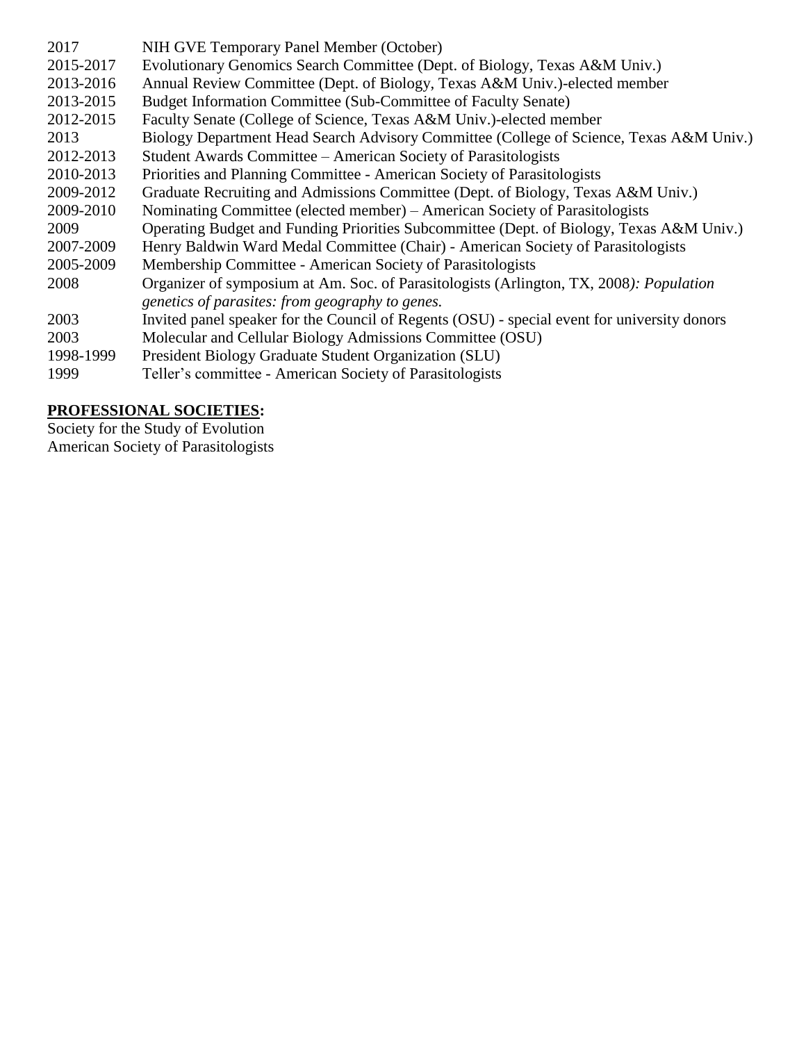| | |
|---|---|
| 2017 | NIH GVE Temporary Panel Member (October) |
| 2015-2017 | Evolutionary Genomics Search Committee (Dept. of Biology, Texas A&M Univ.) |
| 2013-2016 | Annual Review Committee (Dept. of Biology, Texas A&M Univ.)-elected member |
| 2013-2015 | Budget Information Committee (Sub-Committee of Faculty Senate) |
| 2012-2015 | Faculty Senate (College of Science, Texas A&M Univ.)-elected member |
| 2013 | Biology Department Head Search Advisory Committee (College of Science, Texas A&M Univ.) |
| 2012-2013 | Student Awards Committee – American Society of Parasitologists |
| 2010-2013 | Priorities and Planning Committee - American Society of Parasitologists |
| 2009-2012 | Graduate Recruiting and Admissions Committee (Dept. of Biology, Texas A&M Univ.) |
| 2009-2010 | Nominating Committee (elected member) – American Society of Parasitologists |
| 2009 | Operating Budget and Funding Priorities Subcommittee (Dept. of Biology, Texas A&M Univ.) |
| 2007-2009 | Henry Baldwin Ward Medal Committee (Chair) - American Society of Parasitologists |
| 2005-2009 | Membership Committee - American Society of Parasitologists |
| 2008 | Organizer of symposium at Am. Soc. of Parasitologists (Arlington, TX, 2008*): Population genetics of parasites: from geography to genes.* |
| 2003 | Invited panel speaker for the Council of Regents (OSU) - special event for university donors |
| 2003 | Molecular and Cellular Biology Admissions Committee (OSU) |
| 1998-1999 | President Biology Graduate Student Organization (SLU) |
| 1999 | Teller's committee - American Society of Parasitologists |

**PROFESSIONAL SOCIETIES:**

Society for the Study of Evolution  
American Society of Parasitologists